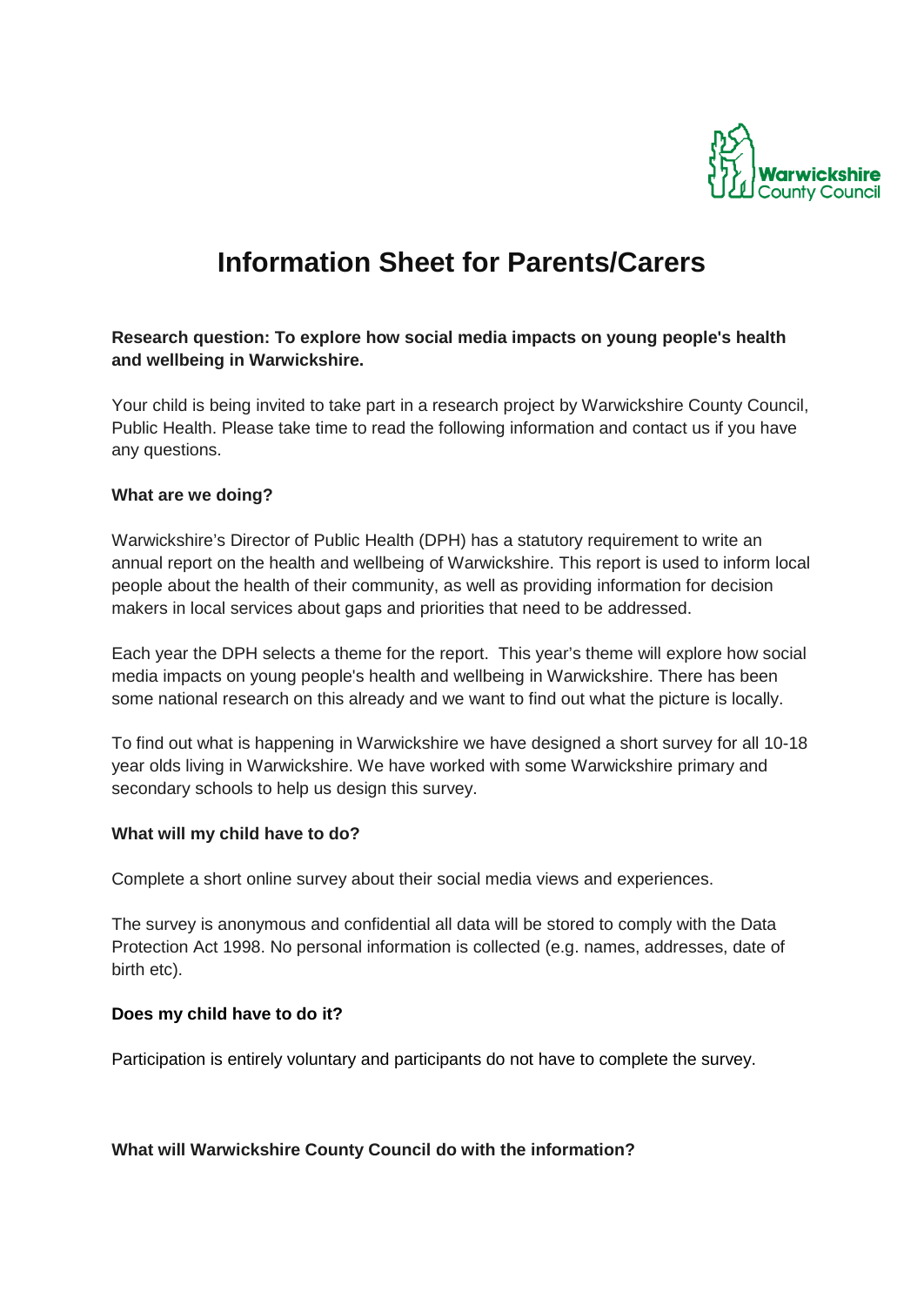Warwickshire County Council

# Information Sheet for Parents/Carers

**Research question: To explore how social media impacts on young people's health and wellbeing in Warwickshire.**

Your child is being invited to take part in a research project by Warwickshire County Council, Public Health. Please take time to read the following information and contact us if you have any questions.

**What are we doing?**

Warwickshire's Director of Public Health (DPH) has a statutory requirement to write an annual report on the health and wellbeing of Warwickshire. This report is used to inform local people about the health of their community, as well as providing information for decision makers in local services about gaps and priorities that need to be addressed.

Each year the DPH selects a theme for the report. This year's theme will explore how social media impacts on young people's health and wellbeing in Warwickshire. There has been some national research on this already and we want to find out what the picture is locally.

To find out what is happening in Warwickshire we have designed a short survey for all 10-18 year olds living in Warwickshire. We have worked with some Warwickshire primary and secondary schools to help us design this survey.

**What will my child have to do?**

Complete a short online survey about their social media views and experiences.

The survey is anonymous and confidential all data will be stored to comply with the Data Protection Act 1998. No personal information is collected (e.g. names, addresses, date of birth etc).

**Does my child have to do it?**

Participation is entirely voluntary and participants do not have to complete the survey.

**What will Warwickshire County Council do with the information?**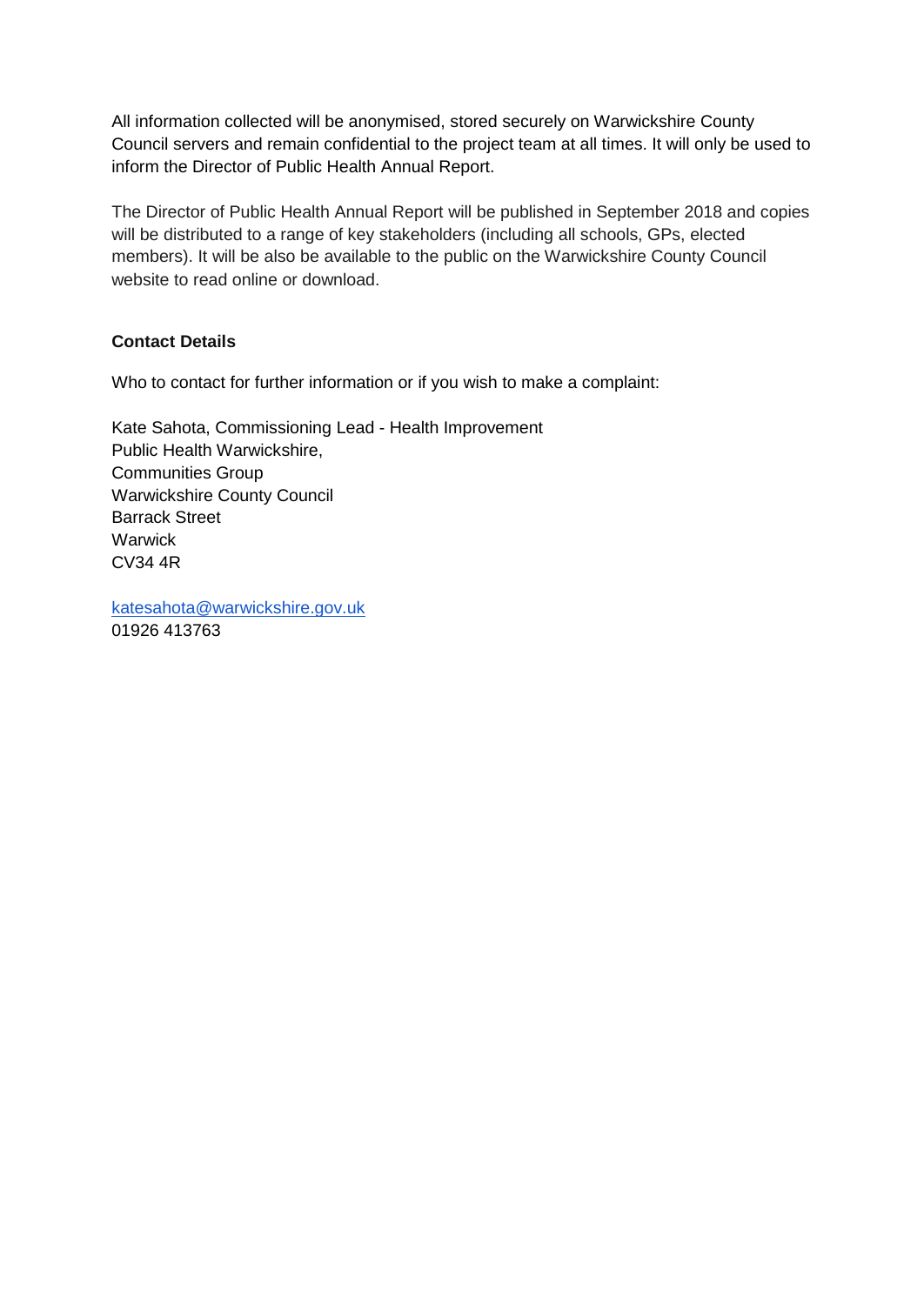All information collected will be anonymised, stored securely on Warwickshire County Council servers and remain confidential to the project team at all times. It will only be used to inform the Director of Public Health Annual Report.

The Director of Public Health Annual Report will be published in September 2018 and copies will be distributed to a range of key stakeholders (including all schools, GPs, elected members). It will be also be available to the public on the Warwickshire County Council website to read online or download.

**Contact Details**

Who to contact for further information or if you wish to make a complaint:

Kate Sahota, Commissioning Lead - Health Improvement
Public Health Warwickshire,
Communities Group
Warwickshire County Council
Barrack Street
Warwick
CV34 4R

katesahota@warwickshire.gov.uk
01926 413763